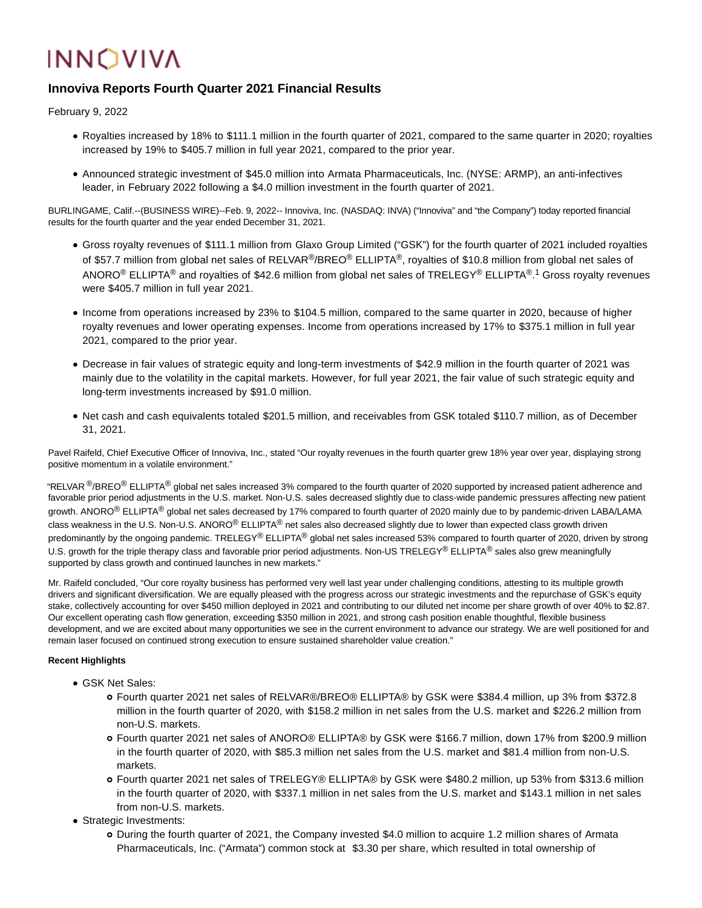# INNOVIVA

## Innoviva Reports Fourth Quarter 2021 Financial Results

February 9, 2022

- Royalties increased by 18% to $111.1 million in the fourth quarter of 2021, compared to the same quarter in 2020; royalties increased by 19% to $405.7 million in full year 2021, compared to the prior year.
- Announced strategic investment of $45.0 million into Armata Pharmaceuticals, Inc. (NYSE: ARMP), an anti-infectives leader, in February 2022 following a $4.0 million investment in the fourth quarter of 2021.

BURLINGAME, Calif.--(BUSINESS WIRE)--Feb. 9, 2022-- Innoviva, Inc. (NASDAQ: INVA) ("Innoviva" and "the Company") today reported financial results for the fourth quarter and the year ended December 31, 2021.

- Gross royalty revenues of $111.1 million from Glaxo Group Limited ("GSK") for the fourth quarter of 2021 included royalties of $57.7 million from global net sales of RELVAR®/BREO® ELLIPTA®, royalties of $10.8 million from global net sales of ANORO® ELLIPTA® and royalties of $42.6 million from global net sales of TRELEGY® ELLIPTA®.[1] Gross royalty revenues were $405.7 million in full year 2021.
- Income from operations increased by 23% to $104.5 million, compared to the same quarter in 2020, because of higher royalty revenues and lower operating expenses. Income from operations increased by 17% to $375.1 million in full year 2021, compared to the prior year.
- Decrease in fair values of strategic equity and long-term investments of $42.9 million in the fourth quarter of 2021 was mainly due to the volatility in the capital markets. However, for full year 2021, the fair value of such strategic equity and long-term investments increased by $91.0 million.
- Net cash and cash equivalents totaled $201.5 million, and receivables from GSK totaled $110.7 million, as of December 31, 2021.

Pavel Raifeld, Chief Executive Officer of Innoviva, Inc., stated "Our royalty revenues in the fourth quarter grew 18% year over year, displaying strong positive momentum in a volatile environment."

"RELVAR®/BREO® ELLIPTA® global net sales increased 3% compared to the fourth quarter of 2020 supported by increased patient adherence and favorable prior period adjustments in the U.S. market. Non-U.S. sales decreased slightly due to class-wide pandemic pressures affecting new patient growth. ANORO® ELLIPTA® global net sales decreased by 17% compared to fourth quarter of 2020 mainly due to by pandemic-driven LABA/LAMA class weakness in the U.S. Non-U.S. ANORO® ELLIPTA® net sales also decreased slightly due to lower than expected class growth driven predominantly by the ongoing pandemic. TRELEGY® ELLIPTA® global net sales increased 53% compared to fourth quarter of 2020, driven by strong U.S. growth for the triple therapy class and favorable prior period adjustments. Non-US TRELEGY® ELLIPTA® sales also grew meaningfully supported by class growth and continued launches in new markets."

Mr. Raifeld concluded, "Our core royalty business has performed very well last year under challenging conditions, attesting to its multiple growth drivers and significant diversification. We are equally pleased with the progress across our strategic investments and the repurchase of GSK's equity stake, collectively accounting for over $450 million deployed in 2021 and contributing to our diluted net income per share growth of over 40% to $2.87. Our excellent operating cash flow generation, exceeding $350 million in 2021, and strong cash position enable thoughtful, flexible business development, and we are excited about many opportunities we see in the current environment to advance our strategy. We are well positioned for and remain laser focused on continued strong execution to ensure sustained shareholder value creation."

**Recent Highlights**

- GSK Net Sales:
  - Fourth quarter 2021 net sales of RELVAR®/BREO® ELLIPTA® by GSK were $384.4 million, up 3% from $372.8 million in the fourth quarter of 2020, with $158.2 million in net sales from the U.S. market and $226.2 million from non-U.S. markets.
  - Fourth quarter 2021 net sales of ANORO® ELLIPTA® by GSK were $166.7 million, down 17% from $200.9 million in the fourth quarter of 2020, with $85.3 million net sales from the U.S. market and $81.4 million from non-U.S. markets.
  - Fourth quarter 2021 net sales of TRELEGY® ELLIPTA® by GSK were $480.2 million, up 53% from $313.6 million in the fourth quarter of 2020, with $337.1 million in net sales from the U.S. market and $143.1 million in net sales from non-U.S. markets.
- Strategic Investments:
  - During the fourth quarter of 2021, the Company invested $4.0 million to acquire 1.2 million shares of Armata Pharmaceuticals, Inc. ("Armata") common stock at $3.30 per share, which resulted in total ownership of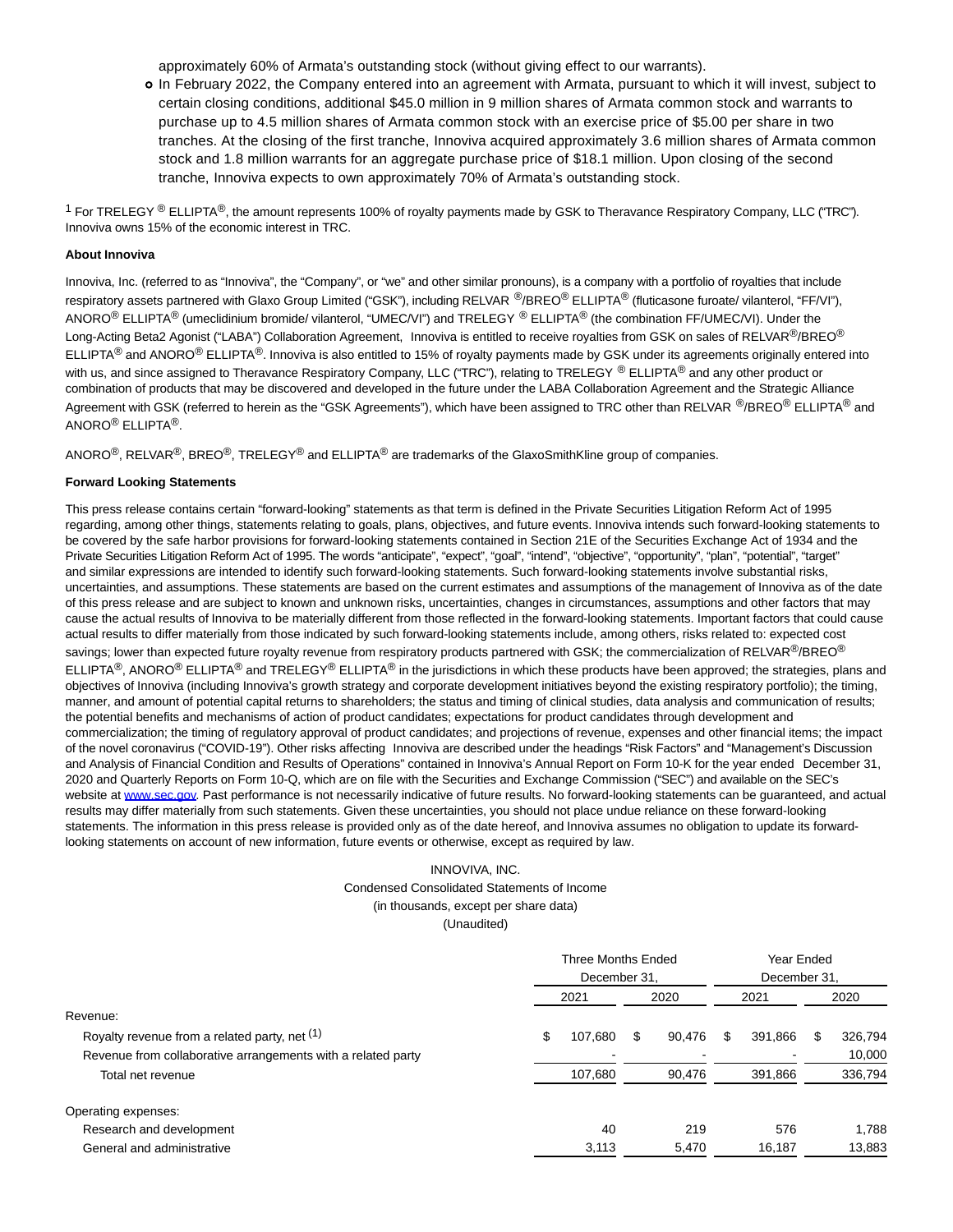approximately 60% of Armata's outstanding stock (without giving effect to our warrants).

- In February 2022, the Company entered into an agreement with Armata, pursuant to which it will invest, subject to certain closing conditions, additional $45.0 million in 9 million shares of Armata common stock and warrants to purchase up to 4.5 million shares of Armata common stock with an exercise price of $5.00 per share in two tranches. At the closing of the first tranche, Innoviva acquired approximately 3.6 million shares of Armata common stock and 1.8 million warrants for an aggregate purchase price of $18.1 million. Upon closing of the second tranche, Innoviva expects to own approximately 70% of Armata's outstanding stock.

[1] For TRELEGY ® ELLIPTA®, the amount represents 100% of royalty payments made by GSK to Theravance Respiratory Company, LLC ("TRC"). Innoviva owns 15% of the economic interest in TRC.

**About Innoviva**

Innoviva, Inc. (referred to as "Innoviva", the "Company", or "we" and other similar pronouns), is a company with a portfolio of royalties that include respiratory assets partnered with Glaxo Group Limited ("GSK"), including RELVAR ®/BREO® ELLIPTA® (fluticasone furoate/ vilanterol, "FF/VI"), ANORO® ELLIPTA® (umeclidinium bromide/ vilanterol, "UMEC/VI") and TRELEGY ® ELLIPTA® (the combination FF/UMEC/VI). Under the Long-Acting Beta2 Agonist ("LABA") Collaboration Agreement, Innoviva is entitled to receive royalties from GSK on sales of RELVAR®/BREO® ELLIPTA® and ANORO® ELLIPTA®. Innoviva is also entitled to 15% of royalty payments made by GSK under its agreements originally entered into with us, and since assigned to Theravance Respiratory Company, LLC ("TRC"), relating to TRELEGY ® ELLIPTA® and any other product or combination of products that may be discovered and developed in the future under the LABA Collaboration Agreement and the Strategic Alliance Agreement with GSK (referred to herein as the "GSK Agreements"), which have been assigned to TRC other than RELVAR ®/BREO® ELLIPTA® and ANORO® ELLIPTA®.

ANORO®, RELVAR®, BREO®, TRELEGY® and ELLIPTA® are trademarks of the GlaxoSmithKline group of companies.

**Forward Looking Statements**

This press release contains certain "forward-looking" statements as that term is defined in the Private Securities Litigation Reform Act of 1995 regarding, among other things, statements relating to goals, plans, objectives, and future events. Innoviva intends such forward-looking statements to be covered by the safe harbor provisions for forward-looking statements contained in Section 21E of the Securities Exchange Act of 1934 and the Private Securities Litigation Reform Act of 1995. The words "anticipate", "expect", "goal", "intend", "objective", "opportunity", "plan", "potential", "target" and similar expressions are intended to identify such forward-looking statements. Such forward-looking statements involve substantial risks, uncertainties, and assumptions. These statements are based on the current estimates and assumptions of the management of Innoviva as of the date of this press release and are subject to known and unknown risks, uncertainties, changes in circumstances, assumptions and other factors that may cause the actual results of Innoviva to be materially different from those reflected in the forward-looking statements. Important factors that could cause actual results to differ materially from those indicated by such forward-looking statements include, among others, risks related to: expected cost savings; lower than expected future royalty revenue from respiratory products partnered with GSK; the commercialization of RELVAR®/BREO® ELLIPTA®, ANORO® ELLIPTA® and TRELEGY® ELLIPTA® in the jurisdictions in which these products have been approved; the strategies, plans and objectives of Innoviva (including Innoviva's growth strategy and corporate development initiatives beyond the existing respiratory portfolio); the timing, manner, and amount of potential capital returns to shareholders; the status and timing of clinical studies, data analysis and communication of results; the potential benefits and mechanisms of action of product candidates; expectations for product candidates through development and commercialization; the timing of regulatory approval of product candidates; and projections of revenue, expenses and other financial items; the impact of the novel coronavirus ("COVID-19"). Other risks affecting Innoviva are described under the headings "Risk Factors" and "Management's Discussion and Analysis of Financial Condition and Results of Operations" contained in Innoviva's Annual Report on Form 10-K for the year ended December 31, 2020 and Quarterly Reports on Form 10-Q, which are on file with the Securities and Exchange Commission ("SEC") and available on the SEC's website at www.sec.gov. Past performance is not necessarily indicative of future results. No forward-looking statements can be guaranteed, and actual results may differ materially from such statements. Given these uncertainties, you should not place undue reliance on these forward-looking statements. The information in this press release is provided only as of the date hereof, and Innoviva assumes no obligation to update its forward-looking statements on account of new information, future events or otherwise, except as required by law.

INNOVIVA, INC.
Condensed Consolidated Statements of Income
(in thousands, except per share data)
(Unaudited)

| | Three Months Ended December 31, | | Year Ended December 31, | |
|---|---|---|---|---|
| | 2021 | 2020 | 2021 | 2020 |
| Revenue: | | | | |
| Royalty revenue from a related party, net (1) | $ 107,680 | $ 90,476 | $ 391,866 | $ 326,794 |
| Revenue from collaborative arrangements with a related party | - | - | - | 10,000 |
| Total net revenue | 107,680 | 90,476 | 391,866 | 336,794 |
| Operating expenses: | | | | |
| Research and development | 40 | 219 | 576 | 1,788 |
| General and administrative | 3,113 | 5,470 | 16,187 | 13,883 |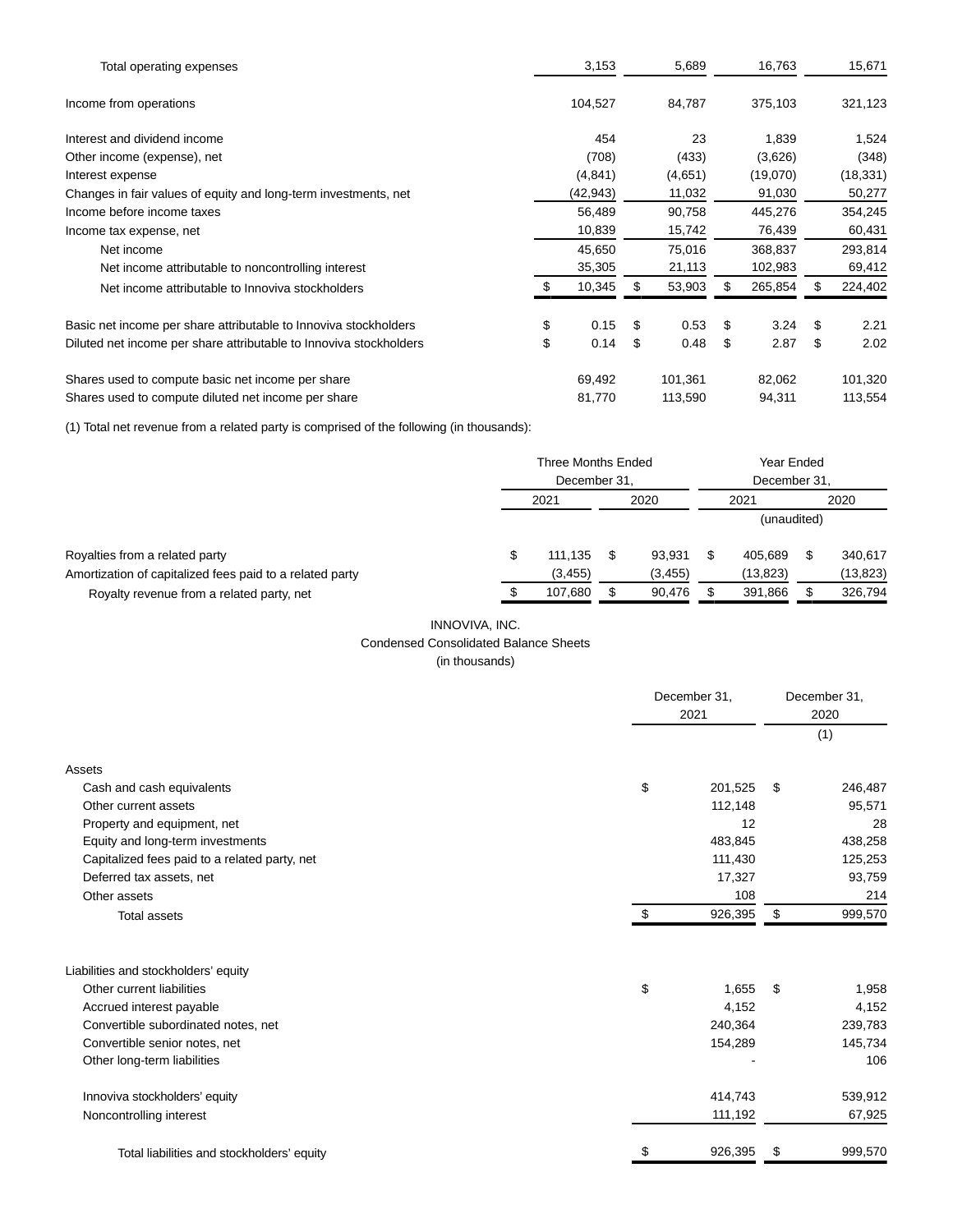| | Three Months Ended December 31, 2021 | Three Months Ended December 31, 2020 | Year Ended December 31, 2021 | Year Ended December 31, 2020 |
|---|---|---|---|---|
| Total operating expenses | 3,153 | 5,689 | 16,763 | 15,671 |
| Income from operations | 104,527 | 84,787 | 375,103 | 321,123 |
| Interest and dividend income | 454 | 23 | 1,839 | 1,524 |
| Other income (expense), net | (708) | (433) | (3,626) | (348) |
| Interest expense | (4,841) | (4,651) | (19,070) | (18,331) |
| Changes in fair values of equity and long-term investments, net | (42,943) | 11,032 | 91,030 | 50,277 |
| Income before income taxes | 56,489 | 90,758 | 445,276 | 354,245 |
| Income tax expense, net | 10,839 | 15,742 | 76,439 | 60,431 |
| Net income | 45,650 | 75,016 | 368,837 | 293,814 |
| Net income attributable to noncontrolling interest | 35,305 | 21,113 | 102,983 | 69,412 |
| Net income attributable to Innoviva stockholders | $ 10,345 | $ 53,903 | $ 265,854 | $ 224,402 |
| Basic net income per share attributable to Innoviva stockholders | $ 0.15 | $ 0.53 | $ 3.24 | $ 2.21 |
| Diluted net income per share attributable to Innoviva stockholders | $ 0.14 | $ 0.48 | $ 2.87 | $ 2.02 |
| Shares used to compute basic net income per share | 69,492 | 101,361 | 82,062 | 101,320 |
| Shares used to compute diluted net income per share | 81,770 | 113,590 | 94,311 | 113,554 |

(1) Total net revenue from a related party is comprised of the following (in thousands):

| | Three Months Ended December 31, | | Year Ended December 31, | |
|---|---|---|---|---|
| | 2021 | 2020 | 2021 | 2020 |
| | | | (unaudited) | |
| Royalties from a related party | $ 111,135 | $ 93,931 | $ 405,689 | $ 340,617 |
| Amortization of capitalized fees paid to a related party | (3,455) | (3,455) | (13,823) | (13,823) |
| Royalty revenue from a related party, net | $ 107,680 | $ 90,476 | $ 391,866 | $ 326,794 |

INNOVIVA, INC.

Condensed Consolidated Balance Sheets

(in thousands)

| | December 31, 2021 | December 31, 2020 (1) |
|---|---|---|
| **Assets** | | |
| Cash and cash equivalents | $ 201,525 | $ 246,487 |
| Other current assets | 112,148 | 95,571 |
| Property and equipment, net | 12 | 28 |
| Equity and long-term investments | 483,845 | 438,258 |
| Capitalized fees paid to a related party, net | 111,430 | 125,253 |
| Deferred tax assets, net | 17,327 | 93,759 |
| Other assets | 108 | 214 |
| Total assets | $ 926,395 | $ 999,570 |
| **Liabilities and stockholders' equity** | | |
| Other current liabilities | $ 1,655 | $ 1,958 |
| Accrued interest payable | 4,152 | 4,152 |
| Convertible subordinated notes, net | 240,364 | 239,783 |
| Convertible senior notes, net | 154,289 | 145,734 |
| Other long-term liabilities | - | 106 |
| Innoviva stockholders' equity | 414,743 | 539,912 |
| Noncontrolling interest | 111,192 | 67,925 |
| Total liabilities and stockholders' equity | $ 926,395 | $ 999,570 |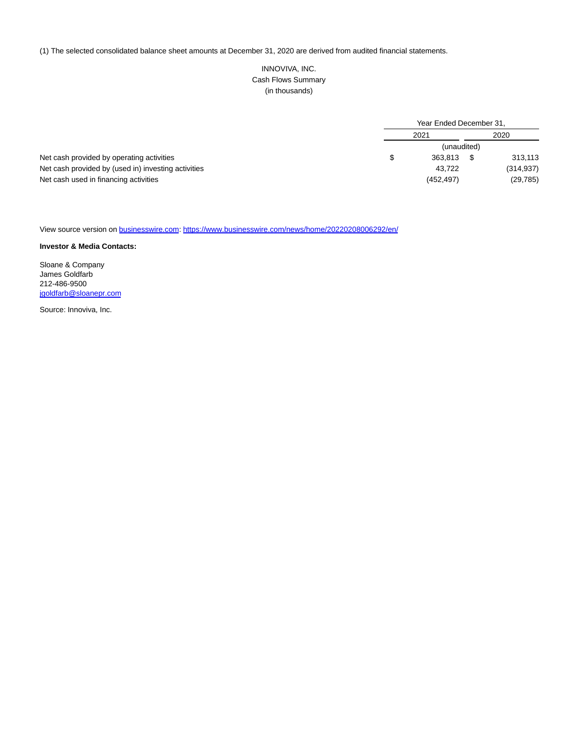(1) The selected consolidated balance sheet amounts at December 31, 2020 are derived from audited financial statements.

INNOVIVA, INC.
Cash Flows Summary
(in thousands)

| | Year Ended December 31, | |
|---|---|---|
| | 2021 | 2020 |
| | (unaudited) | |
| Net cash provided by operating activities | $ 363,813 | $ 313,113 |
| Net cash provided by (used in) investing activities | 43,722 | (314,937) |
| Net cash used in financing activities | (452,497) | (29,785) |

View source version on businesswire.com: https://www.businesswire.com/news/home/20220208006292/en/

**Investor & Media Contacts:**

Sloane & Company
James Goldfarb
212-486-9500
jgoldfarb@sloanepr.com

Source: Innoviva, Inc.